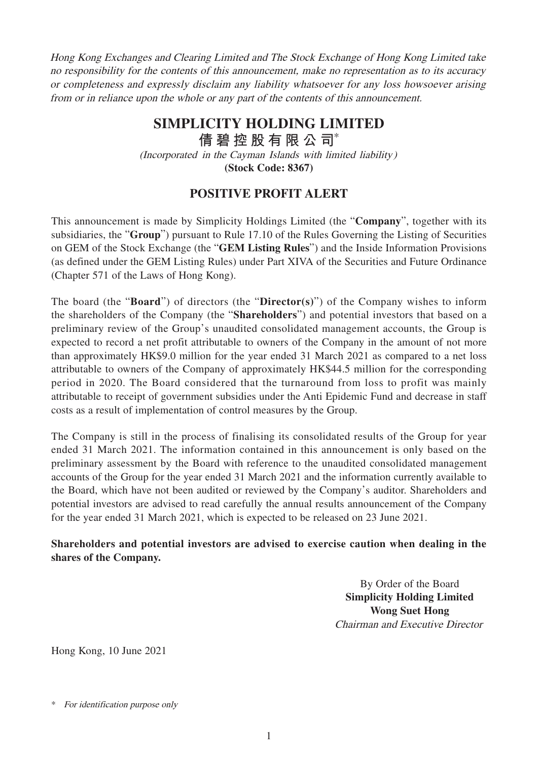*Hong Kong Exchanges and Clearing Limited and The Stock Exchange of Hong Kong Limited take no responsibility for the contents of this announcement, make no representation as to its accuracy or completeness and expressly disclaim any liability whatsoever for any loss howsoever arising from or in reliance upon the whole or any part of the contents of this announcement.*

# SIMPLICITY HOLDING LIMITED
# 倩碧控股有限公司*

*(Incorporated in the Cayman Islands with limited liability)*

**(Stock Code: 8367)**

## POSITIVE PROFIT ALERT

This announcement is made by Simplicity Holdings Limited (the "**Company**", together with its subsidiaries, the "**Group**") pursuant to Rule 17.10 of the Rules Governing the Listing of Securities on GEM of the Stock Exchange (the "**GEM Listing Rules**") and the Inside Information Provisions (as defined under the GEM Listing Rules) under Part XIVA of the Securities and Future Ordinance (Chapter 571 of the Laws of Hong Kong).

The board (the "**Board**") of directors (the "**Director(s)**") of the Company wishes to inform the shareholders of the Company (the "**Shareholders**") and potential investors that based on a preliminary review of the Group's unaudited consolidated management accounts, the Group is expected to record a net profit attributable to owners of the Company in the amount of not more than approximately HK$9.0 million for the year ended 31 March 2021 as compared to a net loss attributable to owners of the Company of approximately HK$44.5 million for the corresponding period in 2020. The Board considered that the turnaround from loss to profit was mainly attributable to receipt of government subsidies under the Anti Epidemic Fund and decrease in staff costs as a result of implementation of control measures by the Group.

The Company is still in the process of finalising its consolidated results of the Group for year ended 31 March 2021. The information contained in this announcement is only based on the preliminary assessment by the Board with reference to the unaudited consolidated management accounts of the Group for the year ended 31 March 2021 and the information currently available to the Board, which have not been audited or reviewed by the Company's auditor. Shareholders and potential investors are advised to read carefully the annual results announcement of the Company for the year ended 31 March 2021, which is expected to be released on 23 June 2021.

**Shareholders and potential investors are advised to exercise caution when dealing in the shares of the Company.**

By Order of the Board
**Simplicity Holding Limited**
**Wong Suet Hong**
*Chairman and Executive Director*

Hong Kong, 10 June 2021

\* *For identification purpose only*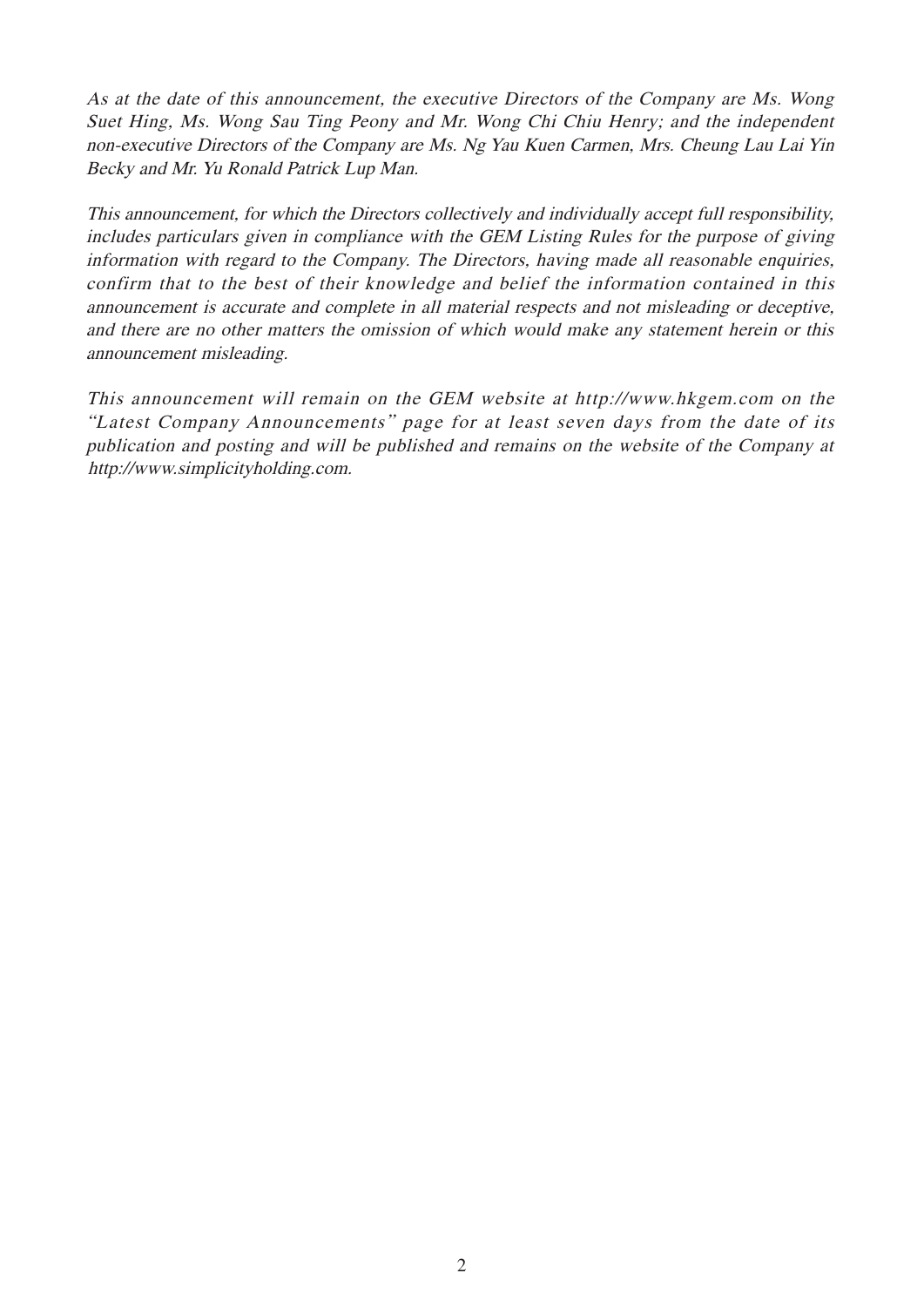*As at the date of this announcement, the executive Directors of the Company are Ms. Wong Suet Hing, Ms. Wong Sau Ting Peony and Mr. Wong Chi Chiu Henry; and the independent non-executive Directors of the Company are Ms. Ng Yau Kuen Carmen, Mrs. Cheung Lau Lai Yin Becky and Mr. Yu Ronald Patrick Lup Man.*

*This announcement, for which the Directors collectively and individually accept full responsibility, includes particulars given in compliance with the GEM Listing Rules for the purpose of giving information with regard to the Company. The Directors, having made all reasonable enquiries, confirm that to the best of their knowledge and belief the information contained in this announcement is accurate and complete in all material respects and not misleading or deceptive, and there are no other matters the omission of which would make any statement herein or this announcement misleading.*

*This announcement will remain on the GEM website at http://www.hkgem.com on the "Latest Company Announcements" page for at least seven days from the date of its publication and posting and will be published and remains on the website of the Company at http://www.simplicityholding.com.*